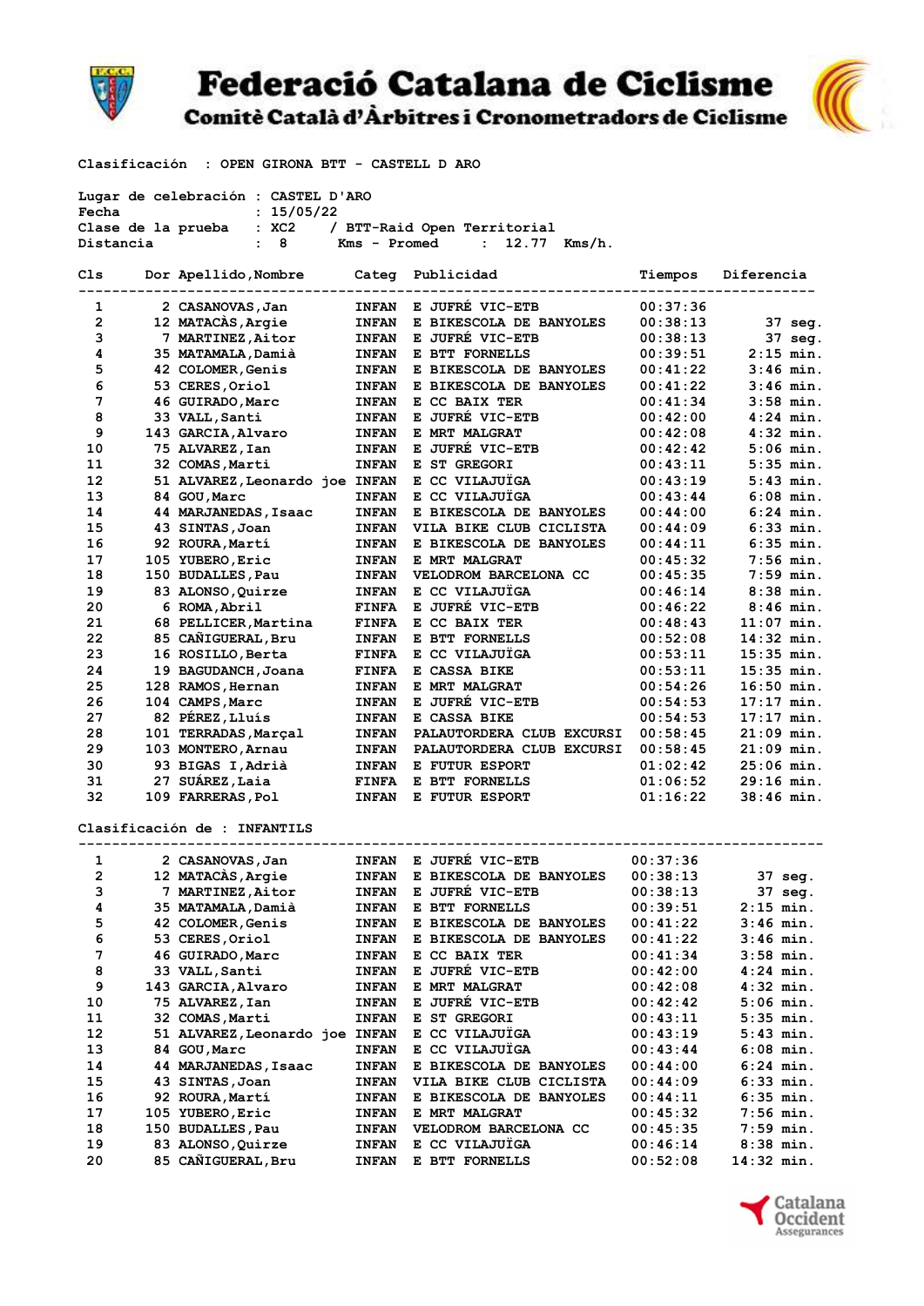# Federació Catalana de Ciclisme

## Comitè Català d'Àrbitres i Cronometradors de Ciclisme

Clasificación : OPEN GIRONA BTT - CASTELL D ARO

Lugar de celebración : CASTEL D'ARO
Fecha : 15/05/22
Clase de la prueba : XC2 / BTT-Raid Open Territorial
Distancia : 8 Kms - Promed : 12.77 Kms/h.

| Cls | Dor | Apellido,Nombre | Categ | Publicidad | Tiempos | Diferencia |
|---|---|---|---|---|---|---|
| 1 | 2 | CASANOVAS,Jan | INFAN | E JUFRÉ VIC-ETB | 00:37:36 | |
| 2 | 12 | MATACÀS,Argie | INFAN | E BIKESCOLA DE BANYOLES | 00:38:13 | 37 seg. |
| 3 | 7 | MARTINEZ,Aitor | INFAN | E JUFRÉ VIC-ETB | 00:38:13 | 37 seg. |
| 4 | 35 | MATAMALA,Damià | INFAN | E BTT FORNELLS | 00:39:51 | 2:15 min. |
| 5 | 42 | COLOMER,Genis | INFAN | E BIKESCOLA DE BANYOLES | 00:41:22 | 3:46 min. |
| 6 | 53 | CERES,Oriol | INFAN | E BIKESCOLA DE BANYOLES | 00:41:22 | 3:46 min. |
| 7 | 46 | GUIRADO,Marc | INFAN | E CC BAIX TER | 00:41:34 | 3:58 min. |
| 8 | 33 | VALL,Santi | INFAN | E JUFRÉ VIC-ETB | 00:42:00 | 4:24 min. |
| 9 | 143 | GARCIA,Alvaro | INFAN | E MRT MALGRAT | 00:42:08 | 4:32 min. |
| 10 | 75 | ALVAREZ,Ian | INFAN | E JUFRÉ VIC-ETB | 00:42:42 | 5:06 min. |
| 11 | 32 | COMAS,Marti | INFAN | E ST GREGORI | 00:43:11 | 5:35 min. |
| 12 | 51 | ALVAREZ,Leonardo joe | INFAN | E CC VILAJUÏGA | 00:43:19 | 5:43 min. |
| 13 | 84 | GOU,Marc | INFAN | E CC VILAJUÏGA | 00:43:44 | 6:08 min. |
| 14 | 44 | MARJANEDAS,Isaac | INFAN | E BIKESCOLA DE BANYOLES | 00:44:00 | 6:24 min. |
| 15 | 43 | SINTAS,Joan | INFAN | VILA BIKE CLUB CICLISTA | 00:44:09 | 6:33 min. |
| 16 | 92 | ROURA,Martí | INFAN | E BIKESCOLA DE BANYOLES | 00:44:11 | 6:35 min. |
| 17 | 105 | YUBERO,Eric | INFAN | E MRT MALGRAT | 00:45:32 | 7:56 min. |
| 18 | 150 | BUDALLES,Pau | INFAN | VELODROM BARCELONA CC | 00:45:35 | 7:59 min. |
| 19 | 83 | ALONSO,Quirze | INFAN | E CC VILAJUÏGA | 00:46:14 | 8:38 min. |
| 20 | 6 | ROMA,Abril | FINFA | E JUFRÉ VIC-ETB | 00:46:22 | 8:46 min. |
| 21 | 68 | PELLICER,Martina | FINFA | E CC BAIX TER | 00:48:43 | 11:07 min. |
| 22 | 85 | CAÑIGUERAL,Bru | INFAN | E BTT FORNELLS | 00:52:08 | 14:32 min. |
| 23 | 16 | ROSILLO,Berta | FINFA | E CC VILAJUÏGA | 00:53:11 | 15:35 min. |
| 24 | 19 | BAGUDANCH,Joana | FINFA | E CASSA BIKE | 00:53:11 | 15:35 min. |
| 25 | 128 | RAMOS,Hernan | INFAN | E MRT MALGRAT | 00:54:26 | 16:50 min. |
| 26 | 104 | CAMPS,Marc | INFAN | E JUFRÉ VIC-ETB | 00:54:53 | 17:17 min. |
| 27 | 82 | PÉREZ,Lluís | INFAN | E CASSA BIKE | 00:54:53 | 17:17 min. |
| 28 | 101 | TERRADAS,Marçal | INFAN | PALAUTORDERA CLUB EXCURSI | 00:58:45 | 21:09 min. |
| 29 | 103 | MONTERO,Arnau | INFAN | PALAUTORDERA CLUB EXCURSI | 00:58:45 | 21:09 min. |
| 30 | 93 | BIGAS I,Adrià | INFAN | E FUTUR ESPORT | 01:02:42 | 25:06 min. |
| 31 | 27 | SUÁREZ,Laia | FINFA | E BTT FORNELLS | 01:06:52 | 29:16 min. |
| 32 | 109 | FARRERAS,Pol | INFAN | E FUTUR ESPORT | 01:16:22 | 38:46 min. |

Clasificación de : INFANTILS

| Cls | Dor | Apellido,Nombre | Categ | Publicidad | Tiempos | Diferencia |
|---|---|---|---|---|---|---|
| 1 | 2 | CASANOVAS,Jan | INFAN | E JUFRÉ VIC-ETB | 00:37:36 | |
| 2 | 12 | MATACÀS,Argie | INFAN | E BIKESCOLA DE BANYOLES | 00:38:13 | 37 seg. |
| 3 | 7 | MARTINEZ,Aitor | INFAN | E JUFRÉ VIC-ETB | 00:38:13 | 37 seg. |
| 4 | 35 | MATAMALA,Damià | INFAN | E BTT FORNELLS | 00:39:51 | 2:15 min. |
| 5 | 42 | COLOMER,Genis | INFAN | E BIKESCOLA DE BANYOLES | 00:41:22 | 3:46 min. |
| 6 | 53 | CERES,Oriol | INFAN | E BIKESCOLA DE BANYOLES | 00:41:22 | 3:46 min. |
| 7 | 46 | GUIRADO,Marc | INFAN | E CC BAIX TER | 00:41:34 | 3:58 min. |
| 8 | 33 | VALL,Santi | INFAN | E JUFRÉ VIC-ETB | 00:42:00 | 4:24 min. |
| 9 | 143 | GARCIA,Alvaro | INFAN | E MRT MALGRAT | 00:42:08 | 4:32 min. |
| 10 | 75 | ALVAREZ,Ian | INFAN | E JUFRÉ VIC-ETB | 00:42:42 | 5:06 min. |
| 11 | 32 | COMAS,Marti | INFAN | E ST GREGORI | 00:43:11 | 5:35 min. |
| 12 | 51 | ALVAREZ,Leonardo joe | INFAN | E CC VILAJUÏGA | 00:43:19 | 5:43 min. |
| 13 | 84 | GOU,Marc | INFAN | E CC VILAJUÏGA | 00:43:44 | 6:08 min. |
| 14 | 44 | MARJANEDAS,Isaac | INFAN | E BIKESCOLA DE BANYOLES | 00:44:00 | 6:24 min. |
| 15 | 43 | SINTAS,Joan | INFAN | VILA BIKE CLUB CICLISTA | 00:44:09 | 6:33 min. |
| 16 | 92 | ROURA,Martí | INFAN | E BIKESCOLA DE BANYOLES | 00:44:11 | 6:35 min. |
| 17 | 105 | YUBERO,Eric | INFAN | E MRT MALGRAT | 00:45:32 | 7:56 min. |
| 18 | 150 | BUDALLES,Pau | INFAN | VELODROM BARCELONA CC | 00:45:35 | 7:59 min. |
| 19 | 83 | ALONSO,Quirze | INFAN | E CC VILAJUÏGA | 00:46:14 | 8:38 min. |
| 20 | 85 | CAÑIGUERAL,Bru | INFAN | E BTT FORNELLS | 00:52:08 | 14:32 min. |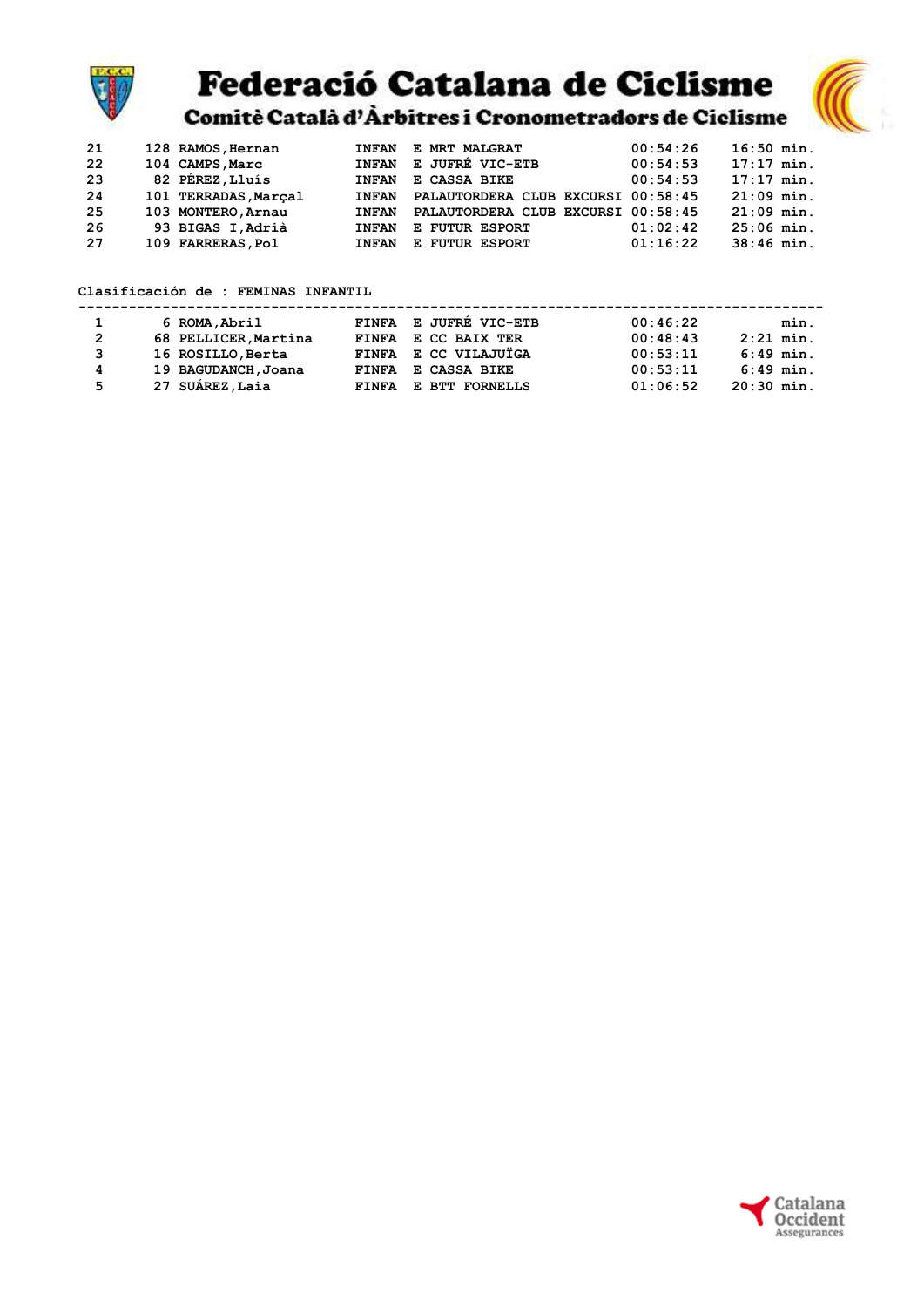| | | | | | | |
|---|---|---|---|---|---|---|
| 21 | 128 | RAMOS,Hernan | INFAN | E MRT MALGRAT | 00:54:26 | 16:50 min. |
| 22 | 104 | CAMPS,Marc | INFAN | E JUFRÉ VIC-ETB | 00:54:53 | 17:17 min. |
| 23 | 82 | PÉREZ,Lluís | INFAN | E CASSA BIKE | 00:54:53 | 17:17 min. |
| 24 | 101 | TERRADAS,Marçal | INFAN | PALAUTORDERA CLUB EXCURSI | 00:58:45 | 21:09 min. |
| 25 | 103 | MONTERO,Arnau | INFAN | PALAUTORDERA CLUB EXCURSI | 00:58:45 | 21:09 min. |
| 26 | 93 | BIGAS I,Adrià | INFAN | E FUTUR ESPORT | 01:02:42 | 25:06 min. |
| 27 | 109 | FARRERAS,Pol | INFAN | E FUTUR ESPORT | 01:16:22 | 38:46 min. |

**Clasificación de : FEMINAS INFANTIL**

| | | | | | | |
|---|---|---|---|---|---|---|
| 1 | 6 | ROMA,Abril | FINFA | E JUFRÉ VIC-ETB | 00:46:22 | min. |
| 2 | 68 | PELLICER,Martina | FINFA | E CC BAIX TER | 00:48:43 | 2:21 min. |
| 3 | 16 | ROSILLO,Berta | FINFA | E CC VILAJUÏGA | 00:53:11 | 6:49 min. |
| 4 | 19 | BAGUDANCH,Joana | FINFA | E CASSA BIKE | 00:53:11 | 6:49 min. |
| 5 | 27 | SUÁREZ,Laia | FINFA | E BTT FORNELLS | 01:06:52 | 20:30 min. |